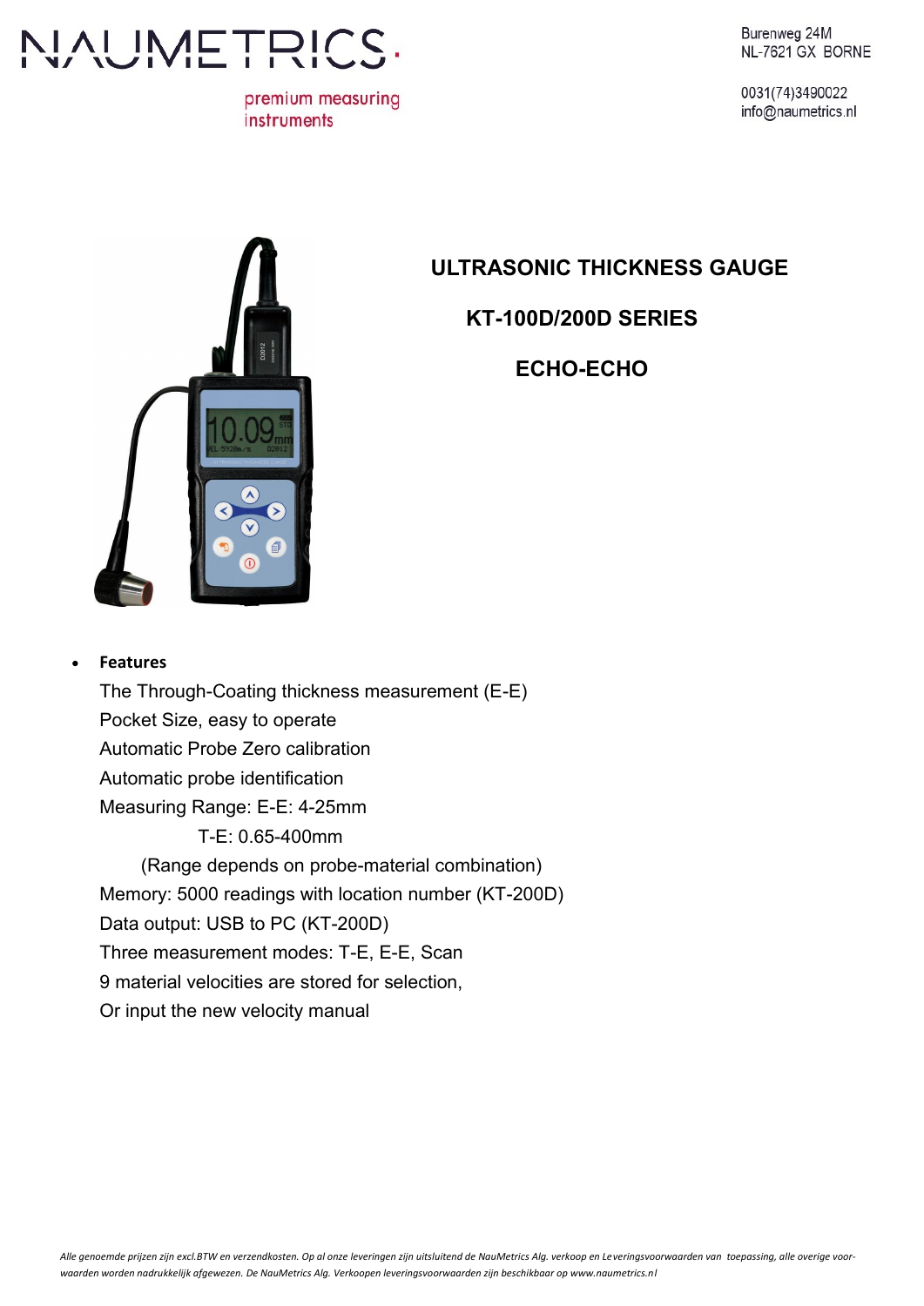# NAUMETRICS.

premium measuring instruments

Burenweg 24M
NL-7621 GX BORNE

0031(74)3490022
info@naumetrics.nl

## ULTRASONIC THICKNESS GAUGE

## KT-100D/200D SERIES

## ECHO-ECHO

- **Features**

  The Through-Coating thickness measurement (E-E)
  Pocket Size, easy to operate
  Automatic Probe Zero calibration
  Automatic probe identification
  Measuring Range: E-E: 4-25mm
  T-E: 0.65-400mm
  (Range depends on probe-material combination)
  Memory: 5000 readings with location number (KT-200D)
  Data output: USB to PC (KT-200D)
  Three measurement modes: T-E, E-E, Scan
  9 material velocities are stored for selection,
  Or input the new velocity manual

*Alle genoemde prijzen zijn excl.BTW en verzendkosten. Op al onze leveringen zijn uitsluitend de NauMetrics Alg. verkoop en Leveringsvoorwaarden van toepassing, alle overige voorwaarden worden nadrukkelijk afgewezen. De NauMetrics Alg. Verkoopen leveringsvoorwaarden zijn beschikbaar op www.naumetrics.nl*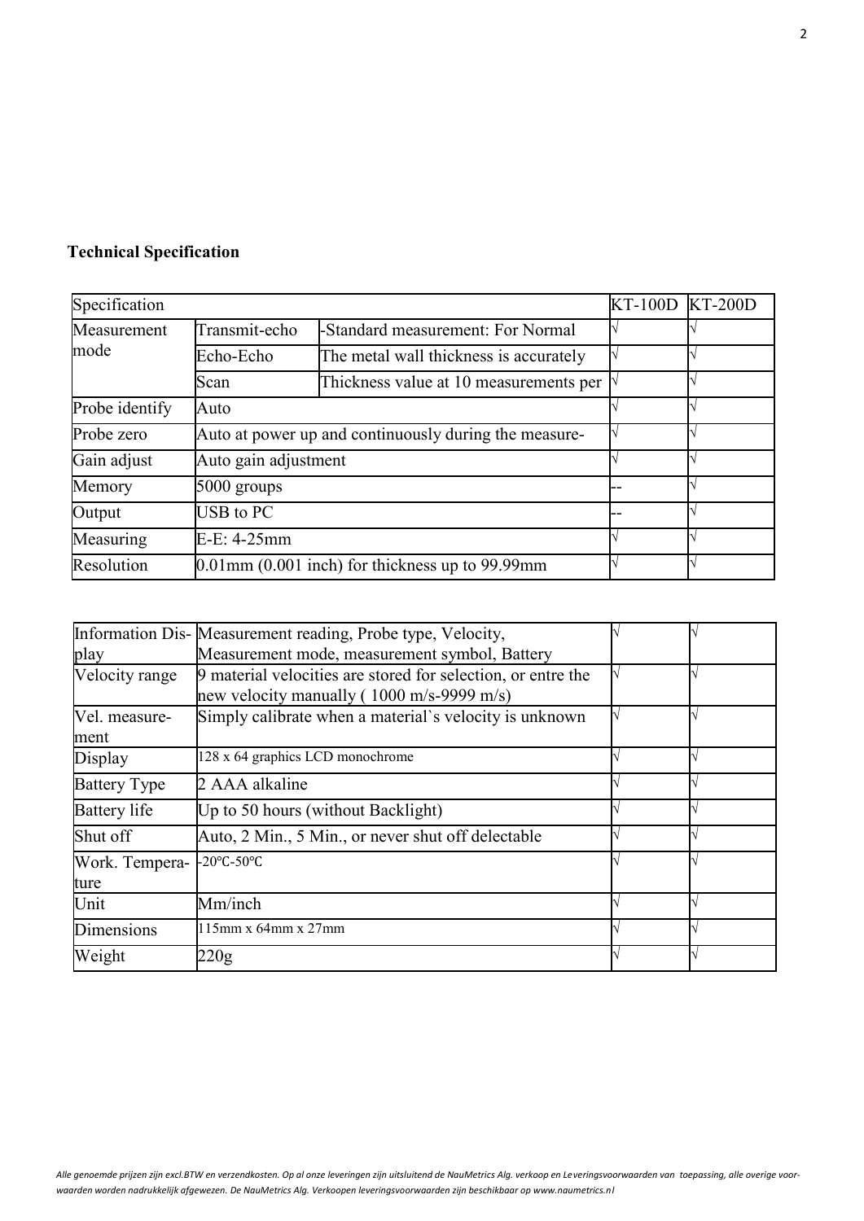**Technical Specification**

| Specification | | | KT-100D | KT-200D |
|---|---|---|---|---|
| Measurement mode | Transmit-echo | -Standard measurement: For Normal | √ | √ |
| | Echo-Echo | The metal wall thickness is accurately | √ | √ |
| | Scan | Thickness value at 10 measurements per | √ | √ |
| Probe identify | Auto | | √ | √ |
| Probe zero | Auto at power up and continuously during the measure- | | √ | √ |
| Gain adjust | Auto gain adjustment | | √ | √ |
| Memory | 5000 groups | | -- | √ |
| Output | USB to PC | | -- | √ |
| Measuring | E-E: 4-25mm | | √ | √ |
| Resolution | 0.01mm (0.001 inch) for thickness up to 99.99mm | | √ | √ |

| | | | |
|---|---|---|---|
| Information Display | Measurement reading, Probe type, Velocity, Measurement mode, measurement symbol, Battery | √ | √ |
| Velocity range | 9 material velocities are stored for selection, or entre the new velocity manually ( 1000 m/s-9999 m/s) | √ | √ |
| Vel. measurement | Simply calibrate when a material`s velocity is unknown | √ | √ |
| Display | 128 x 64 graphics LCD monochrome | √ | √ |
| Battery Type | 2 AAA alkaline | √ | √ |
| Battery life | Up to 50 hours (without Backlight) | √ | √ |
| Shut off | Auto, 2 Min., 5 Min., or never shut off delectable | √ | √ |
| Work. Temperature | -20℃-50℃ | √ | √ |
| Unit | Mm/inch | √ | √ |
| Dimensions | 115mm x 64mm x 27mm | √ | √ |
| Weight | 220g | √ | √ |

*Alle genoemde prijzen zijn excl.BTW en verzendkosten. Op al onze leveringen zijn uitsluitend de NauMetrics Alg. verkoop en Leveringsvoorwaarden van toepassing, alle overige voorwaarden worden nadrukkelijk afgewezen. De NauMetrics Alg. Verkoopen leveringsvoorwaarden zijn beschikbaar op www.naumetrics.nl*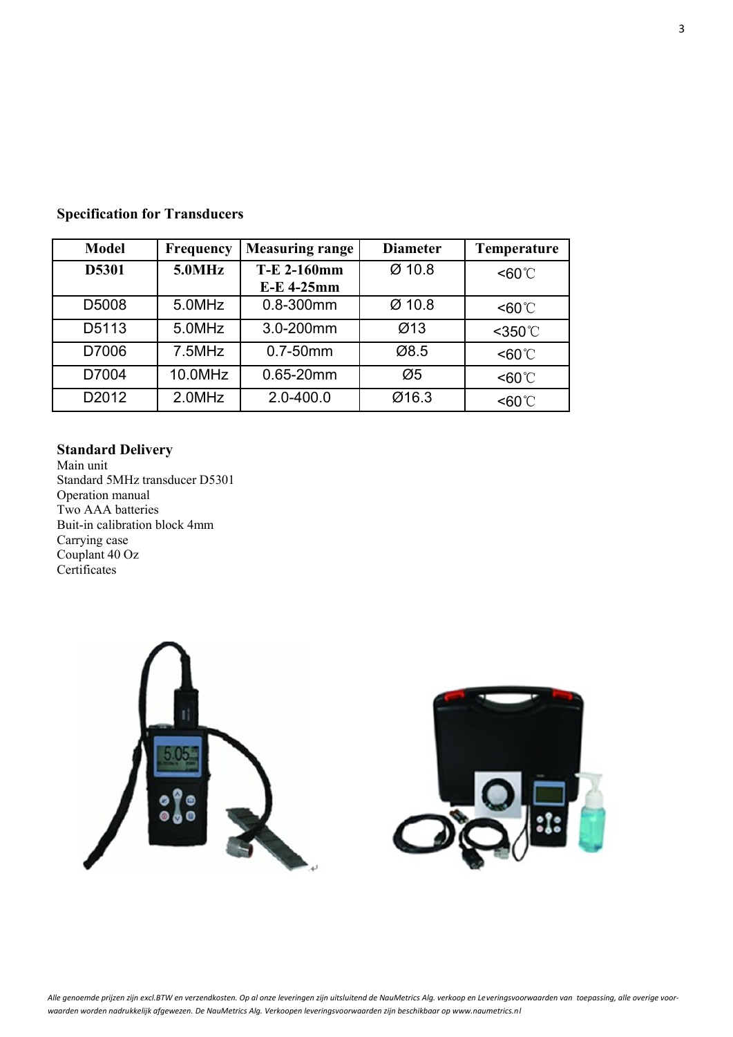**Specification for Transducers**

| Model | Frequency | Measuring range | Diameter | Temperature |
|---|---|---|---|---|
| **D5301** | **5.0MHz** | **T-E 2-160mm**<br>**E-E 4-25mm** | Ø 10.8 | <60℃ |
| D5008 | 5.0MHz | 0.8-300mm | Ø 10.8 | <60℃ |
| D5113 | 5.0MHz | 3.0-200mm | Ø13 | <350℃ |
| D7006 | 7.5MHz | 0.7-50mm | Ø8.5 | <60℃ |
| D7004 | 10.0MHz | 0.65-20mm | Ø5 | <60℃ |
| D2012 | 2.0MHz | 2.0-400.0 | Ø16.3 | <60℃ |

**Standard Delivery**

Main unit
Standard 5MHz transducer D5301
Operation manual
Two AAA batteries
Buit-in calibration block 4mm
Carrying case
Couplant 40 Oz
Certificates

*Alle genoemde prijzen zijn excl.BTW en verzendkosten. Op al onze leveringen zijn uitsluitend de NauMetrics Alg. verkoop en Leveringsvoorwaarden van toepassing, alle overige voorwaarden worden nadrukkelijk afgewezen. De NauMetrics Alg. Verkoopen leveringsvoorwaarden zijn beschikbaar op www.naumetrics.nl*